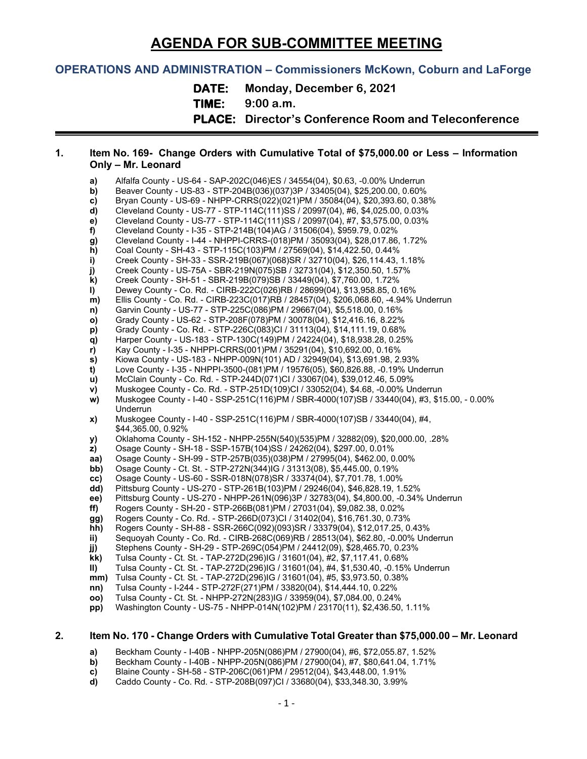# AGENDA FOR SUB-COMMITTEE MEETING

## OPERATIONS AND ADMINISTRATION – Commissioners McKown, Coburn and LaForge

**DATE:** Monday, December 6, 2021
**TIME:** 9:00 a.m.
**PLACE:** Director's Conference Room and Teleconference

---

**1. Item No. 169- Change Orders with Cumulative Total of $75,000.00 or Less – Information Only – Mr. Leonard**

- **a)** Alfalfa County - US-64 - SAP-202C(046)ES / 34554(04), $0.63, -0.00% Underrun
- **b)** Beaver County - US-83 - STP-204B(036)(037)3P / 33405(04), $25,200.00, 0.60%
- **c)** Bryan County - US-69 - NHPP-CRRS(022)(021)PM / 35084(04), $20,393.60, 0.38%
- **d)** Cleveland County - US-77 - STP-114C(111)SS / 20997(04), #6, $4,025.00, 0.03%
- **e)** Cleveland County - US-77 - STP-114C(111)SS / 20997(04), #7, $3,575.00, 0.03%
- **f)** Cleveland County - I-35 - STP-214B(104)AG / 31506(04), $959.79, 0.02%
- **g)** Cleveland County - I-44 - NHPPI-CRRS-(018)PM / 35093(04), $28,017.86, 1.72%
- **h)** Coal County - SH-43 - STP-115C(103)PM / 27569(04), $14,422.50, 0.44%
- **i)** Creek County - SH-33 - SSR-219B(067)(068)SR / 32710(04), $26,114.43, 1.18%
- **j)** Creek County - US-75A - SBR-219N(075)SB / 32731(04), $12,350.50, 1.57%
- **k)** Creek County - SH-51 - SBR-219B(079)SB / 33449(04), $7,760.00, 1.72%
- **l)** Dewey County - Co. Rd. - CIRB-222C(026)RB / 28699(04), $13,958.85, 0.16%
- **m)** Ellis County - Co. Rd. - CIRB-223C(017)RB / 28457(04), $206,068.60, -4.94% Underrun
- **n)** Garvin County - US-77 - STP-225C(086)PM / 29667(04), $5,518.00, 0.16%
- **o)** Grady County - US-62 - STP-208F(078)PM / 30078(04), $12,416.16, 8.22%
- **p)** Grady County - Co. Rd. - STP-226C(083)CI / 31113(04), $14,111.19, 0.68%
- **q)** Harper County - US-183 - STP-130C(149)PM / 24224(04), $18,938.28, 0.25%
- **r)** Kay County - I-35 - NHPPI-CRRS(001)PM / 35291(04), $10,692.00, 0.16%
- **s)** Kiowa County - US-183 - NHPP-009N(101) AD / 32949(04), $13,691.98, 2.93%
- **t)** Love County - I-35 - NHPPI-3500-(081)PM / 19576(05), $60,826.88, -0.19% Underrun
- **u)** McClain County - Co. Rd. - STP-244D(071)CI / 33067(04), $39,012.46, 5.09%
- **v)** Muskogee County - Co. Rd. - STP-251D(109)CI / 33052(04), $4.68, -0.00% Underrun
- **w)** Muskogee County - I-40 - SSP-251C(116)PM / SBR-4000(107)SB / 33440(04), #3, $15.00, - 0.00% Underrun
- **x)** Muskogee County - I-40 - SSP-251C(116)PM / SBR-4000(107)SB / 33440(04), #4, $44,365.00, 0.92%
- **y)** Oklahoma County - SH-152 - NHPP-255N(540)(535)PM / 32882(09), $20,000.00, .28%
- **z)** Osage County - SH-18 - SSP-157B(104)SS / 24262(04), $297.00, 0.01%
- **aa)** Osage County - SH-99 - STP-257B(035)(038)PM / 27995(04), $462.00, 0.00%
- **bb)** Osage County - Ct. St. - STP-272N(344)IG / 31313(08), $5,445.00, 0.19%
- **cc)** Osage County - US-60 - SSR-018N(078)SR / 33374(04), $7,701.78, 1.00%
- **dd)** Pittsburg County - US-270 - STP-261B(103)PM / 29246(04), $46,828.19, 1.52%
- **ee)** Pittsburg County - US-270 - NHPP-261N(096)3P / 32783(04), $4,800.00, -0.34% Underrun
- **ff)** Rogers County - SH-20 - STP-266B(081)PM / 27031(04), $9,082.38, 0.02%
- **gg)** Rogers County - Co. Rd. - STP-266D(073)CI / 31402(04), $16,761.30, 0.73%
- **hh)** Rogers County - SH-88 - SSR-266C(092)(093)SR / 33379(04), $12,017.25, 0.43%
- **ii)** Sequoyah County - Co. Rd. - CIRB-268C(069)RB / 28513(04), $62.80, -0.00% Underrun
- **jj)** Stephens County - SH-29 - STP-269C(054)PM / 24412(09), $28,465.70, 0.23%
- **kk)** Tulsa County - Ct. St. - TAP-272D(296)IG / 31601(04), #2, $7,117.41, 0.68%
- **ll)** Tulsa County - Ct. St. - TAP-272D(296)IG / 31601(04), #4, $1,530.40, -0.15% Underrun
- **mm)** Tulsa County - Ct. St. - TAP-272D(296)IG / 31601(04), #5, $3,973.50, 0.38%
- **nn)** Tulsa County - I-244 - STP-272F(271)PM / 33820(04), $14,444.10, 0.22%
- **oo)** Tulsa County - Ct. St. - NHPP-272N(283)IG / 33959(04), $7,084.00, 0.24%
- **pp)** Washington County - US-75 - NHPP-014N(102)PM / 23170(11), $2,436.50, 1.11%

**2. Item No. 170 - Change Orders with Cumulative Total Greater than $75,000.00 – Mr. Leonard**

- **a)** Beckham County - I-40B - NHPP-205N(086)PM / 27900(04), #6, $72,055.87, 1.52%
- **b)** Beckham County - I-40B - NHPP-205N(086)PM / 27900(04), #7, $80,641.04, 1.71%
- **c)** Blaine County - SH-58 - STP-206C(061)PM / 29512(04), $43,448.00, 1.91%
- **d)** Caddo County - Co. Rd. - STP-208B(097)CI / 33680(04), $33,348.30, 3.99%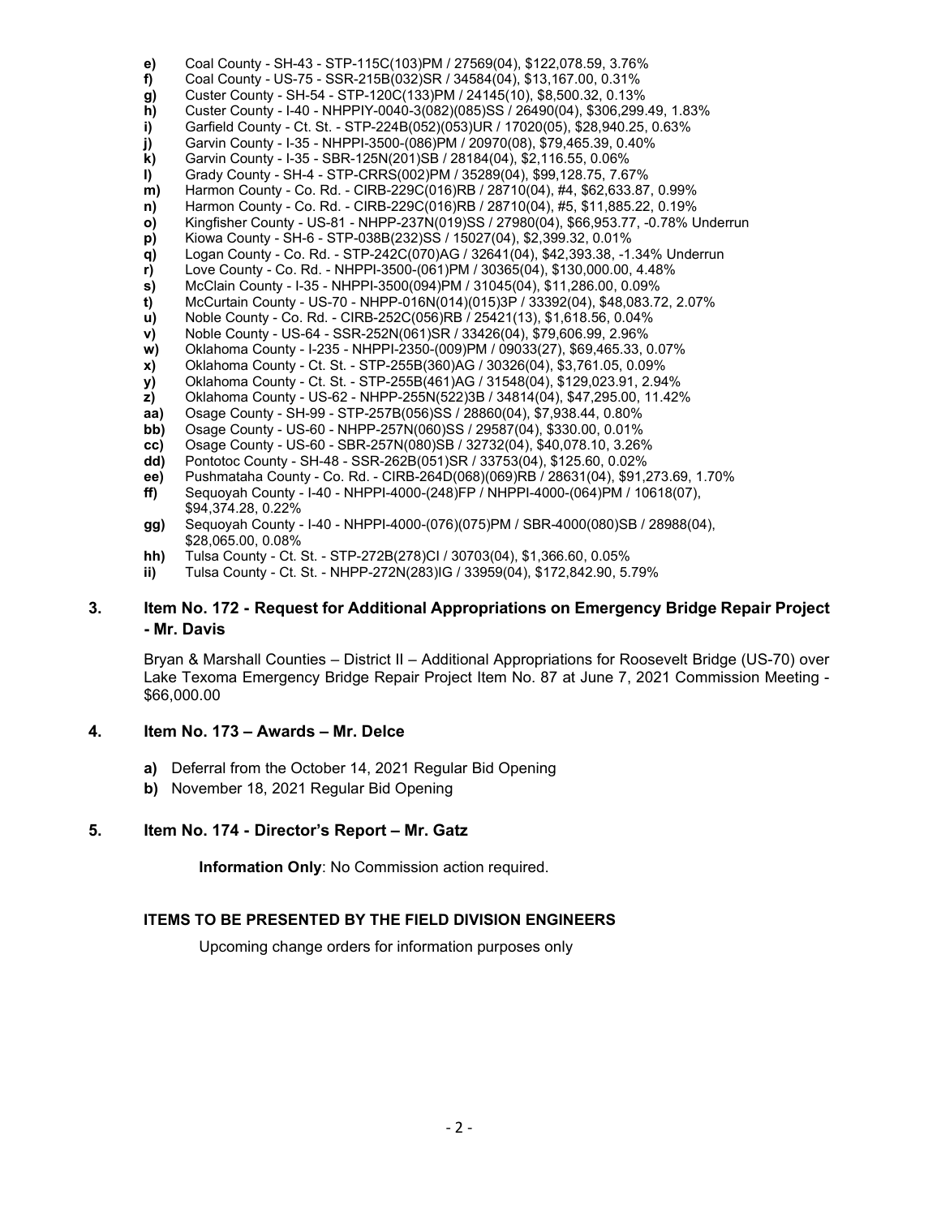- **e)** Coal County - SH-43 - STP-115C(103)PM / 27569(04), $122,078.59, 3.76%
- **f)** Coal County - US-75 - SSR-215B(032)SR / 34584(04), $13,167.00, 0.31%
- **g)** Custer County - SH-54 - STP-120C(133)PM / 24145(10), $8,500.32, 0.13%
- **h)** Custer County - I-40 - NHPPIY-0040-3(082)(085)SS / 26490(04), $306,299.49, 1.83%
- **i)** Garfield County - Ct. St. - STP-224B(052)(053)UR / 17020(05), $28,940.25, 0.63%
- **j)** Garvin County - I-35 - NHPPI-3500-(086)PM / 20970(08), $79,465.39, 0.40%
- **k)** Garvin County - I-35 - SBR-125N(201)SB / 28184(04), $2,116.55, 0.06%
- **l)** Grady County - SH-4 - STP-CRRS(002)PM / 35289(04), $99,128.75, 7.67%
- **m)** Harmon County - Co. Rd. - CIRB-229C(016)RB / 28710(04), #4, $62,633.87, 0.99%
- **n)** Harmon County - Co. Rd. - CIRB-229C(016)RB / 28710(04), #5, $11,885.22, 0.19%
- **o)** Kingfisher County - US-81 - NHPP-237N(019)SS / 27980(04), $66,953.77, -0.78% Underrun
- **p)** Kiowa County - SH-6 - STP-038B(232)SS / 15027(04), $2,399.32, 0.01%
- **q)** Logan County - Co. Rd. - STP-242C(070)AG / 32641(04), $42,393.38, -1.34% Underrun
- **r)** Love County - Co. Rd. - NHPPI-3500-(061)PM / 30365(04), $130,000.00, 4.48%
- **s)** McClain County - I-35 - NHPPI-3500(094)PM / 31045(04), $11,286.00, 0.09%
- **t)** McCurtain County - US-70 - NHPP-016N(014)(015)3P / 33392(04), $48,083.72, 2.07%
- **u)** Noble County - Co. Rd. - CIRB-252C(056)RB / 25421(13), $1,618.56, 0.04%
- **v)** Noble County - US-64 - SSR-252N(061)SR / 33426(04), $79,606.99, 2.96%
- **w)** Oklahoma County - I-235 - NHPPI-2350-(009)PM / 09033(27), $69,465.33, 0.07%
- **x)** Oklahoma County - Ct. St. - STP-255B(360)AG / 30326(04), $3,761.05, 0.09%
- **y)** Oklahoma County - Ct. St. - STP-255B(461)AG / 31548(04), $129,023.91, 2.94%
- **z)** Oklahoma County - US-62 - NHPP-255N(522)3B / 34814(04), $47,295.00, 11.42%
- **aa)** Osage County - SH-99 - STP-257B(056)SS / 28860(04), $7,938.44, 0.80%
- **bb)** Osage County - US-60 - NHPP-257N(060)SS / 29587(04), $330.00, 0.01%
- **cc)** Osage County - US-60 - SBR-257N(080)SB / 32732(04), $40,078.10, 3.26%
- **dd)** Pontotoc County - SH-48 - SSR-262B(051)SR / 33753(04), $125.60, 0.02%
- **ee)** Pushmataha County - Co. Rd. - CIRB-264D(068)(069)RB / 28631(04), $91,273.69, 1.70%
- **ff)** Sequoyah County - I-40 - NHPPI-4000-(248)FP / NHPPI-4000-(064)PM / 10618(07), $94,374.28, 0.22%
- **gg)** Sequoyah County - I-40 - NHPPI-4000-(076)(075)PM / SBR-4000(080)SB / 28988(04), $28,065.00, 0.08%
- **hh)** Tulsa County - Ct. St. - STP-272B(278)CI / 30703(04), $1,366.60, 0.05%
- **ii)** Tulsa County - Ct. St. - NHPP-272N(283)IG / 33959(04), $172,842.90, 5.79%

## 3. Item No. 172 - Request for Additional Appropriations on Emergency Bridge Repair Project - Mr. Davis

Bryan & Marshall Counties – District II – Additional Appropriations for Roosevelt Bridge (US-70) over Lake Texoma Emergency Bridge Repair Project Item No. 87 at June 7, 2021 Commission Meeting - $66,000.00

## 4. Item No. 173 – Awards – Mr. Delce

- **a)** Deferral from the October 14, 2021 Regular Bid Opening
- **b)** November 18, 2021 Regular Bid Opening

## 5. Item No. 174 - Director's Report – Mr. Gatz

**Information Only**: No Commission action required.

### ITEMS TO BE PRESENTED BY THE FIELD DIVISION ENGINEERS

Upcoming change orders for information purposes only